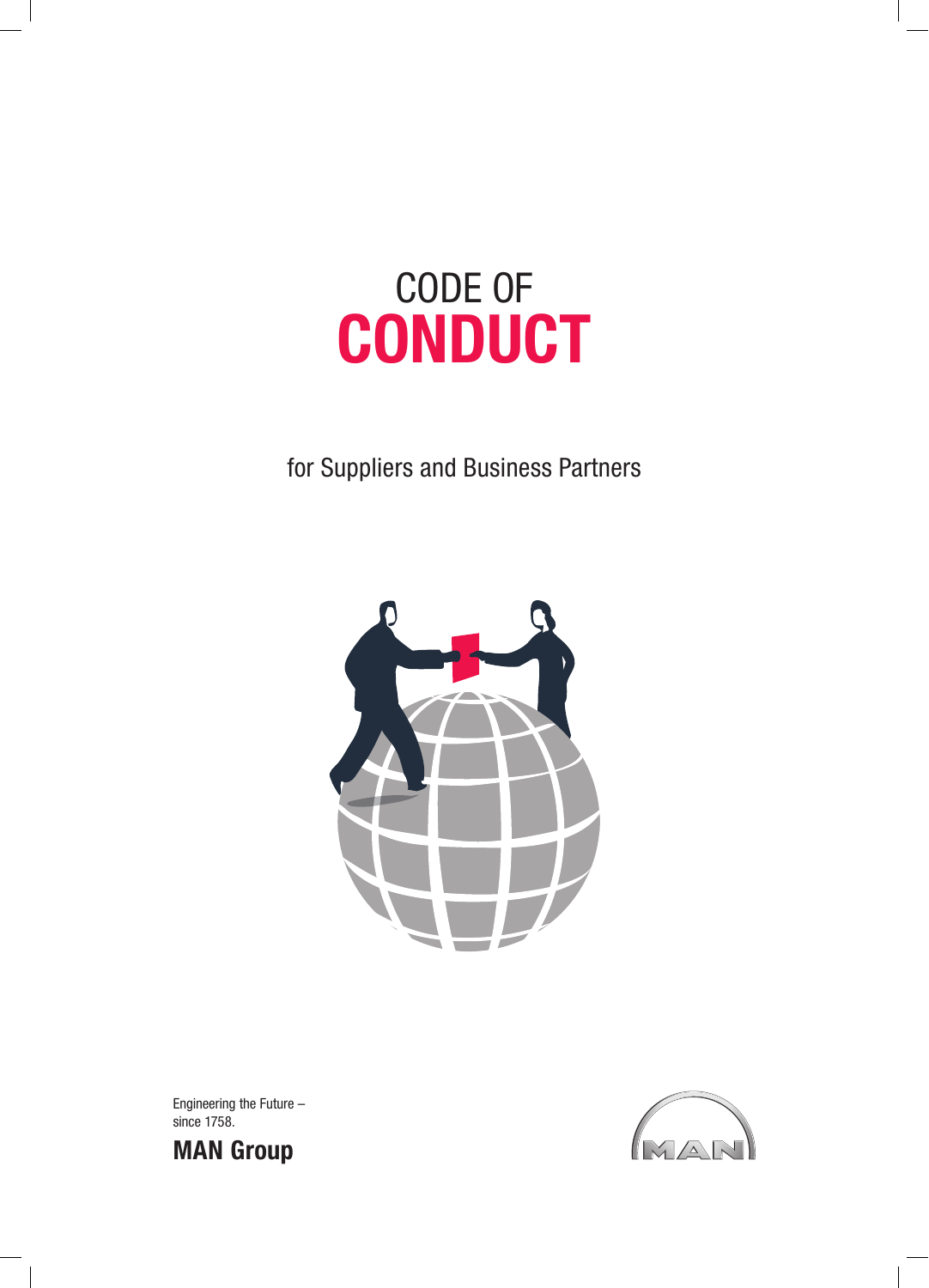# CODE OF CONDUCT

for Suppliers and Business Partners

Engineering the Future –
since 1758.

**MAN Group**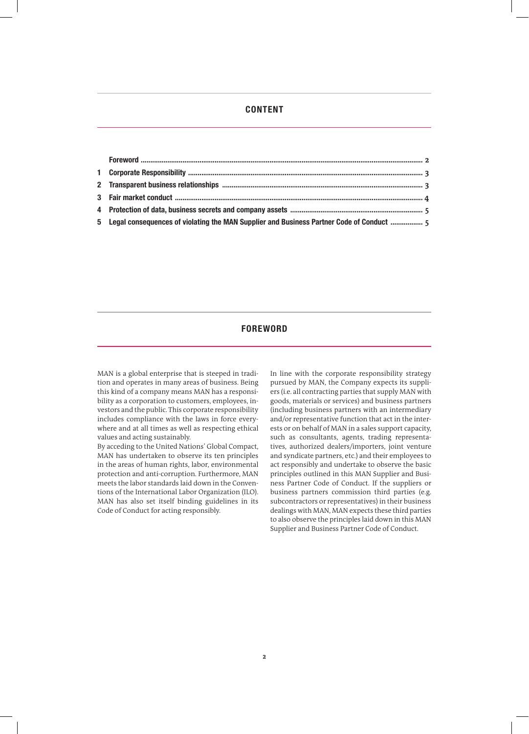## CONTENT

| | | |
|---|---|---|
| | **Foreword** | 2 |
| 1 | **Corporate Responsibility** | 3 |
| 2 | **Transparent business relationships** | 3 |
| 3 | **Fair market conduct** | 4 |
| 4 | **Protection of data, business secrets and company assets** | 5 |
| 5 | **Legal consequences of violating the MAN Supplier and Business Partner Code of Conduct** | 5 |

## FOREWORD

MAN is a global enterprise that is steeped in tradition and operates in many areas of business. Being this kind of a company means MAN has a responsibility as a corporation to customers, employees, investors and the public. This corporate responsibility includes compliance with the laws in force everywhere and at all times as well as respecting ethical values and acting sustainably.

By acceding to the United Nations' Global Compact, MAN has undertaken to observe its ten principles in the areas of human rights, labor, environmental protection and anti-corruption. Furthermore, MAN meets the labor standards laid down in the Conventions of the International Labor Organization (ILO). MAN has also set itself binding guidelines in its Code of Conduct for acting responsibly.

In line with the corporate responsibility strategy pursued by MAN, the Company expects its suppliers (i.e. all contracting parties that supply MAN with goods, materials or services) and business partners (including business partners with an intermediary and/or representative function that act in the interests or on behalf of MAN in a sales support capacity, such as consultants, agents, trading representatives, authorized dealers/importers, joint venture and syndicate partners, etc.) and their employees to act responsibly and undertake to observe the basic principles outlined in this MAN Supplier and Business Partner Code of Conduct. If the suppliers or business partners commission third parties (e.g. subcontractors or representatives) in their business dealings with MAN, MAN expects these third parties to also observe the principles laid down in this MAN Supplier and Business Partner Code of Conduct.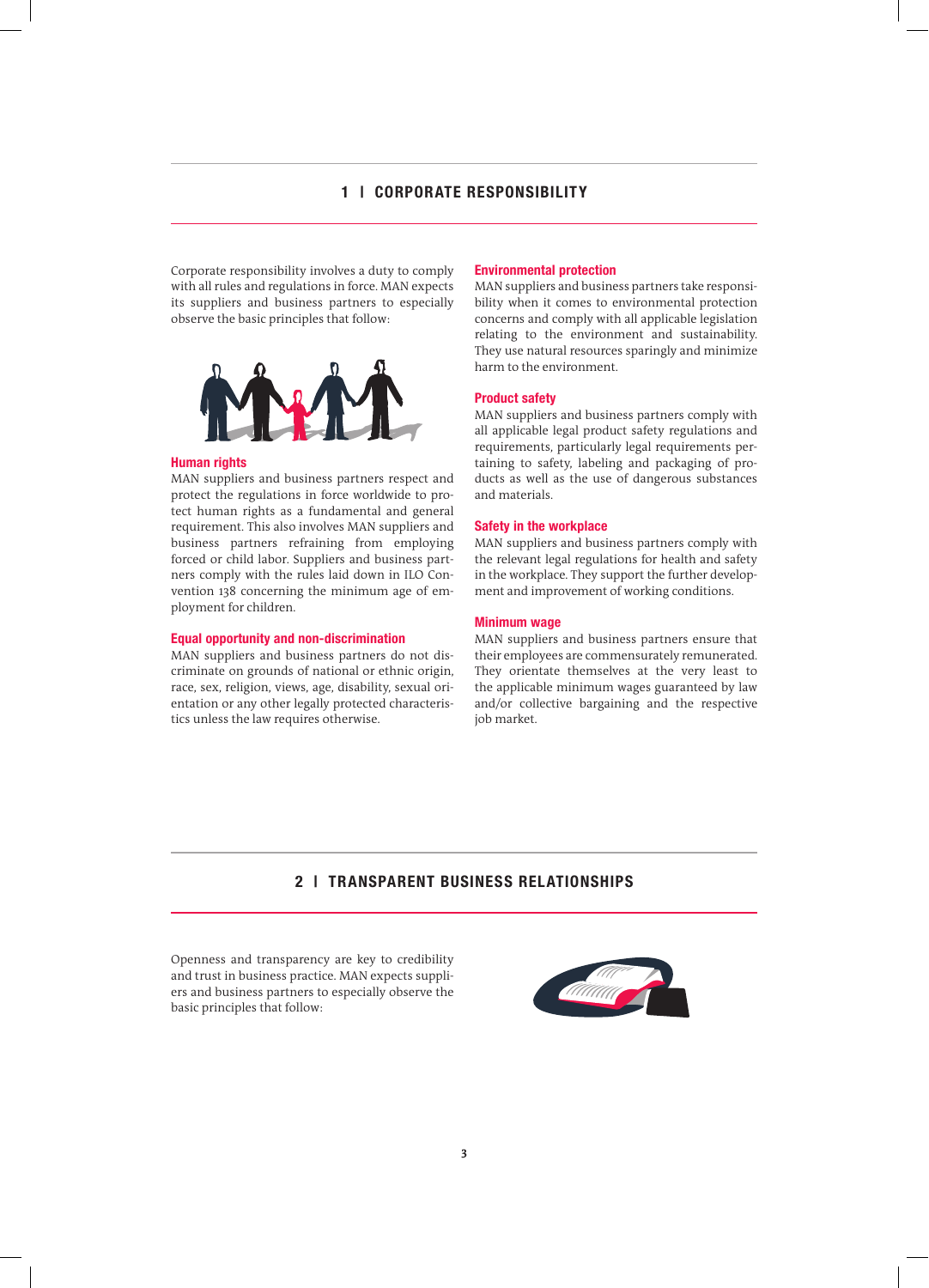## 1 I CORPORATE RESPONSIBILITY

Corporate responsibility involves a duty to comply with all rules and regulations in force. MAN expects its suppliers and business partners to especially observe the basic principles that follow:

### Human rights

MAN suppliers and business partners respect and protect the regulations in force worldwide to protect human rights as a fundamental and general requirement. This also involves MAN suppliers and business partners refraining from employing forced or child labor. Suppliers and business partners comply with the rules laid down in ILO Convention 138 concerning the minimum age of employment for children.

### Equal opportunity and non-discrimination

MAN suppliers and business partners do not discriminate on grounds of national or ethnic origin, race, sex, religion, views, age, disability, sexual orientation or any other legally protected characteristics unless the law requires otherwise.

### Environmental protection

MAN suppliers and business partners take responsibility when it comes to environmental protection concerns and comply with all applicable legislation relating to the environment and sustainability. They use natural resources sparingly and minimize harm to the environment.

### Product safety

MAN suppliers and business partners comply with all applicable legal product safety regulations and requirements, particularly legal requirements pertaining to safety, labeling and packaging of products as well as the use of dangerous substances and materials.

### Safety in the workplace

MAN suppliers and business partners comply with the relevant legal regulations for health and safety in the workplace. They support the further development and improvement of working conditions.

### Minimum wage

MAN suppliers and business partners ensure that their employees are commensurately remunerated. They orientate themselves at the very least to the applicable minimum wages guaranteed by law and/or collective bargaining and the respective job market.

## 2 I TRANSPARENT BUSINESS RELATIONSHIPS

Openness and transparency are key to credibility and trust in business practice. MAN expects suppliers and business partners to especially observe the basic principles that follow: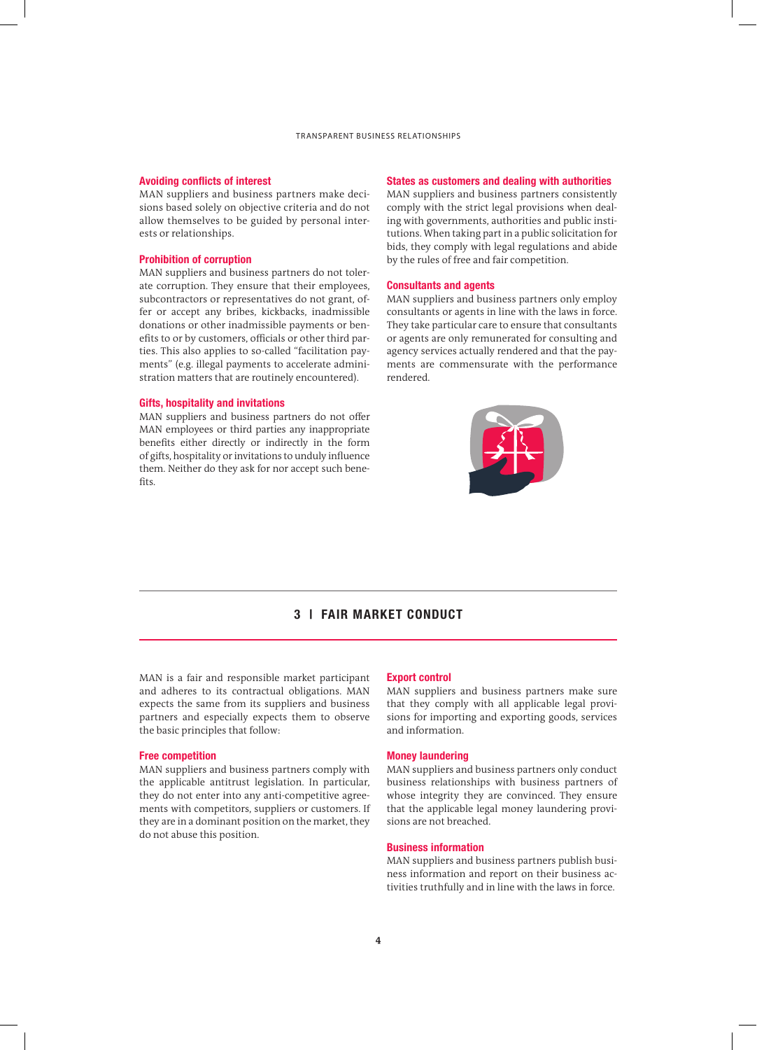## Avoiding conflicts of interest

MAN suppliers and business partners make decisions based solely on objective criteria and do not allow themselves to be guided by personal interests or relationships.

## Prohibition of corruption

MAN suppliers and business partners do not tolerate corruption. They ensure that their employees, subcontractors or representatives do not grant, offer or accept any bribes, kickbacks, inadmissible donations or other inadmissible payments or benefits to or by customers, officials or other third parties. This also applies to so-called "facilitation payments" (e.g. illegal payments to accelerate administration matters that are routinely encountered).

## Gifts, hospitality and invitations

MAN suppliers and business partners do not offer MAN employees or third parties any inappropriate benefits either directly or indirectly in the form of gifts, hospitality or invitations to unduly influence them. Neither do they ask for nor accept such benefits.

## States as customers and dealing with authorities

MAN suppliers and business partners consistently comply with the strict legal provisions when dealing with governments, authorities and public institutions. When taking part in a public solicitation for bids, they comply with legal regulations and abide by the rules of free and fair competition.

## Consultants and agents

MAN suppliers and business partners only employ consultants or agents in line with the laws in force. They take particular care to ensure that consultants or agents are only remunerated for consulting and agency services actually rendered and that the payments are commensurate with the performance rendered.

# 3 | FAIR MARKET CONDUCT

MAN is a fair and responsible market participant and adheres to its contractual obligations. MAN expects the same from its suppliers and business partners and especially expects them to observe the basic principles that follow:

## Free competition

MAN suppliers and business partners comply with the applicable antitrust legislation. In particular, they do not enter into any anti-competitive agreements with competitors, suppliers or customers. If they are in a dominant position on the market, they do not abuse this position.

## Export control

MAN suppliers and business partners make sure that they comply with all applicable legal provisions for importing and exporting goods, services and information.

## Money laundering

MAN suppliers and business partners only conduct business relationships with business partners of whose integrity they are convinced. They ensure that the applicable legal money laundering provisions are not breached.

## Business information

MAN suppliers and business partners publish business information and report on their business activities truthfully and in line with the laws in force.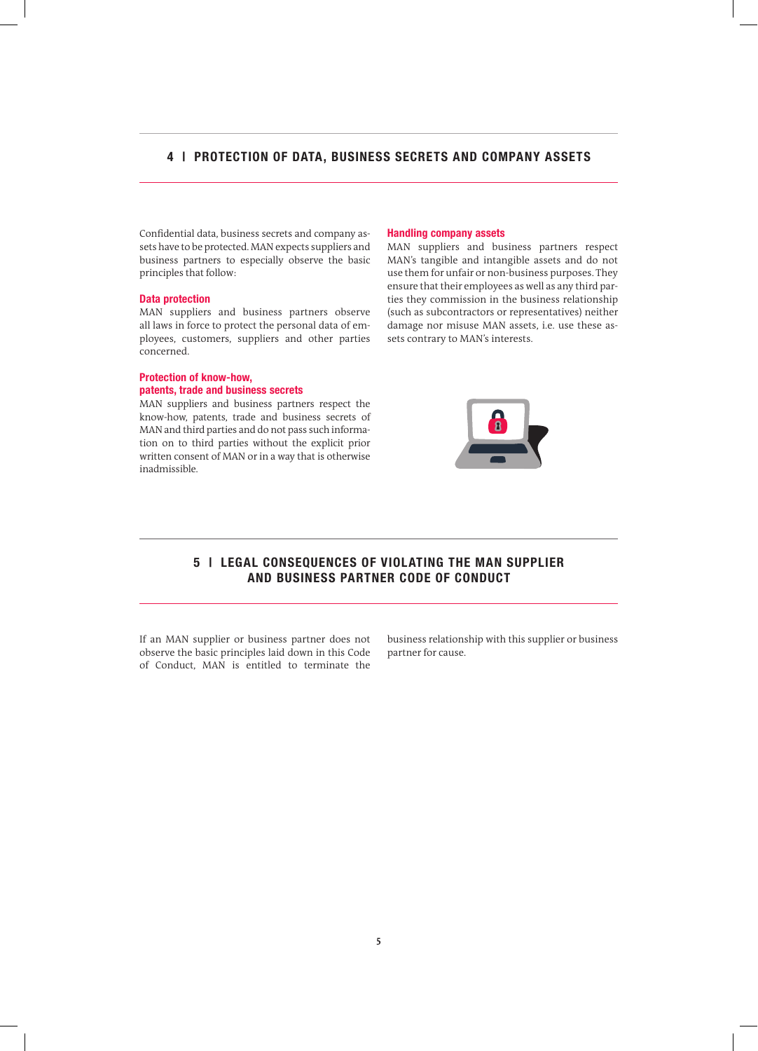## 4 | PROTECTION OF DATA, BUSINESS SECRETS AND COMPANY ASSETS

Confidential data, business secrets and company assets have to be protected. MAN expects suppliers and business partners to especially observe the basic principles that follow:

### Data protection

MAN suppliers and business partners observe all laws in force to protect the personal data of employees, customers, suppliers and other parties concerned.

### Protection of know-how, patents, trade and business secrets

MAN suppliers and business partners respect the know-how, patents, trade and business secrets of MAN and third parties and do not pass such information on to third parties without the explicit prior written consent of MAN or in a way that is otherwise inadmissible.

### Handling company assets

MAN suppliers and business partners respect MAN's tangible and intangible assets and do not use them for unfair or non-business purposes. They ensure that their employees as well as any third parties they commission in the business relationship (such as subcontractors or representatives) neither damage nor misuse MAN assets, i.e. use these assets contrary to MAN's interests.

## 5 | LEGAL CONSEQUENCES OF VIOLATING THE MAN SUPPLIER AND BUSINESS PARTNER CODE OF CONDUCT

If an MAN supplier or business partner does not observe the basic principles laid down in this Code of Conduct, MAN is entitled to terminate the business relationship with this supplier or business partner for cause.